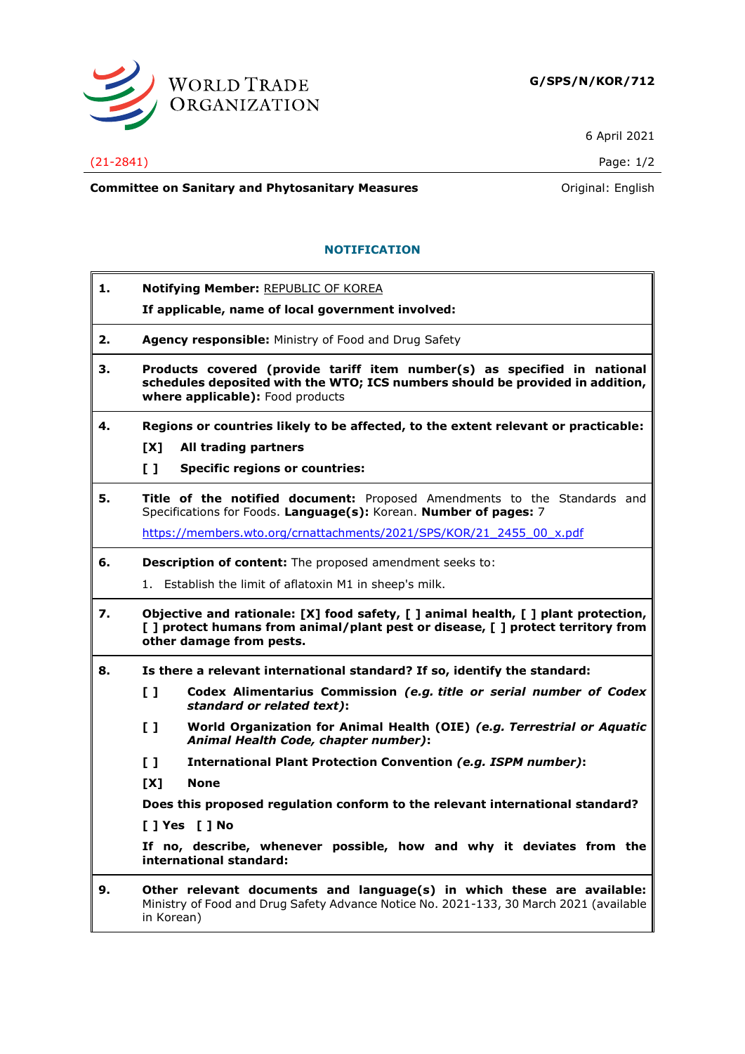**G/SPS/N/KOR/712**

6 April 2021

(21-2841)

**Committee on Sanitary and Phytosanitary Measures** Original: English

## NOTIFICATION

**1.** **Notifying Member:** REPUBLIC OF KOREA

**If applicable, name of local government involved:**

**2.** **Agency responsible:** Ministry of Food and Drug Safety

**3.** **Products covered (provide tariff item number(s) as specified in national schedules deposited with the WTO; ICS numbers should be provided in addition, where applicable):** Food products

**4.** **Regions or countries likely to be affected, to the extent relevant or practicable:**

**[X]** **All trading partners**

**[ ]** **Specific regions or countries:**

**5.** **Title of the notified document:** Proposed Amendments to the Standards and Specifications for Foods. **Language(s):** Korean. **Number of pages:** 7

https://members.wto.org/crnattachments/2021/SPS/KOR/21_2455_00_x.pdf

**6.** **Description of content:** The proposed amendment seeks to:

1. Establish the limit of aflatoxin M1 in sheep's milk.

**7.** **Objective and rationale: [X] food safety, [ ] animal health, [ ] plant protection, [ ] protect humans from animal/plant pest or disease, [ ] protect territory from other damage from pests.**

**8.** **Is there a relevant international standard? If so, identify the standard:**

**[ ]** **Codex Alimentarius Commission** ***(e.g. title or serial number of Codex standard or related text)*****:**

**[ ]** **World Organization for Animal Health (OIE)** ***(e.g. Terrestrial or Aquatic Animal Health Code, chapter number)*****:**

**[ ]** **International Plant Protection Convention** ***(e.g. ISPM number)*****:**

**[X]** **None**

**Does this proposed regulation conform to the relevant international standard?**

**[ ] Yes [ ] No**

**If no, describe, whenever possible, how and why it deviates from the international standard:**

**9.** **Other relevant documents and language(s) in which these are available:** Ministry of Food and Drug Safety Advance Notice No. 2021-133, 30 March 2021 (available in Korean)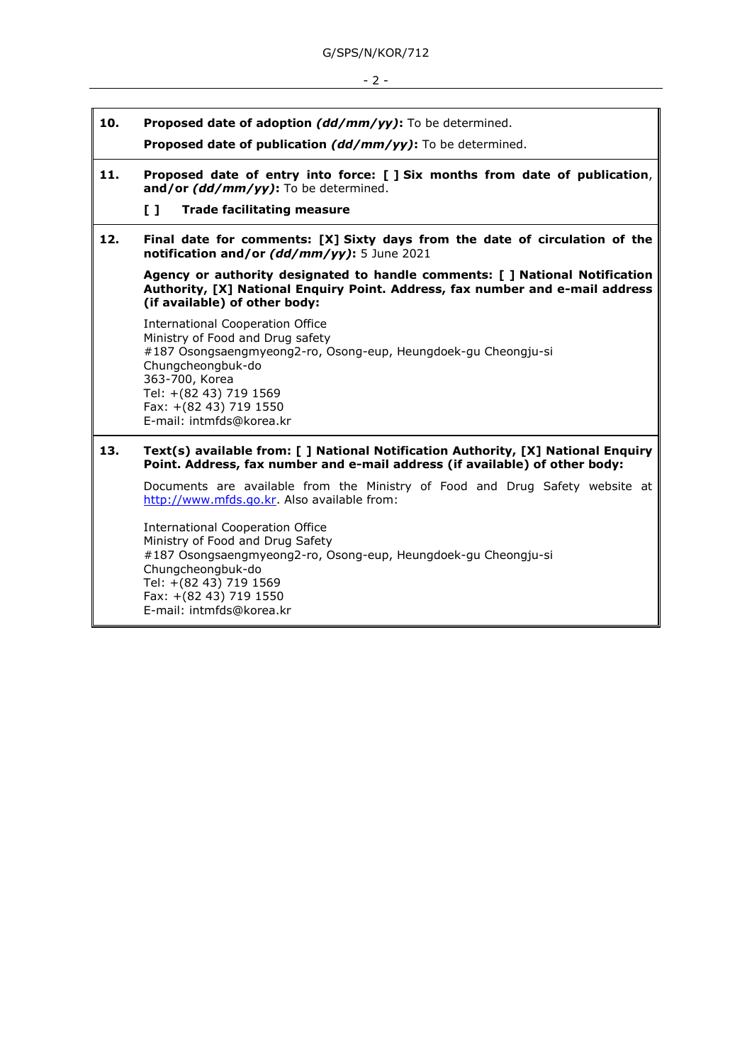**10. Proposed date of adoption *(dd/mm/yy)*:** To be determined.

**Proposed date of publication *(dd/mm/yy)*:** To be determined.

**11. Proposed date of entry into force: [ ] Six months from date of publication, and/or *(dd/mm/yy)*:** To be determined.

**[ ] Trade facilitating measure**

**12. Final date for comments: [X] Sixty days from the date of circulation of the notification and/or *(dd/mm/yy)*:** 5 June 2021

**Agency or authority designated to handle comments: [ ] National Notification Authority, [X] National Enquiry Point. Address, fax number and e-mail address (if available) of other body:**

International Cooperation Office
Ministry of Food and Drug safety
#187 Osongsaengmyeong2-ro, Osong-eup, Heungdoek-gu Cheongju-si
Chungcheongbuk-do
363-700, Korea
Tel: +(82 43) 719 1569
Fax: +(82 43) 719 1550
E-mail: intmfds@korea.kr

**13. Text(s) available from: [ ] National Notification Authority, [X] National Enquiry Point. Address, fax number and e-mail address (if available) of other body:**

Documents are available from the Ministry of Food and Drug Safety website at http://www.mfds.go.kr. Also available from:

International Cooperation Office
Ministry of Food and Drug Safety
#187 Osongsaengmyeong2-ro, Osong-eup, Heungdoek-gu Cheongju-si
Chungcheongbuk-do
Tel: +(82 43) 719 1569
Fax: +(82 43) 719 1550
E-mail: intmfds@korea.kr